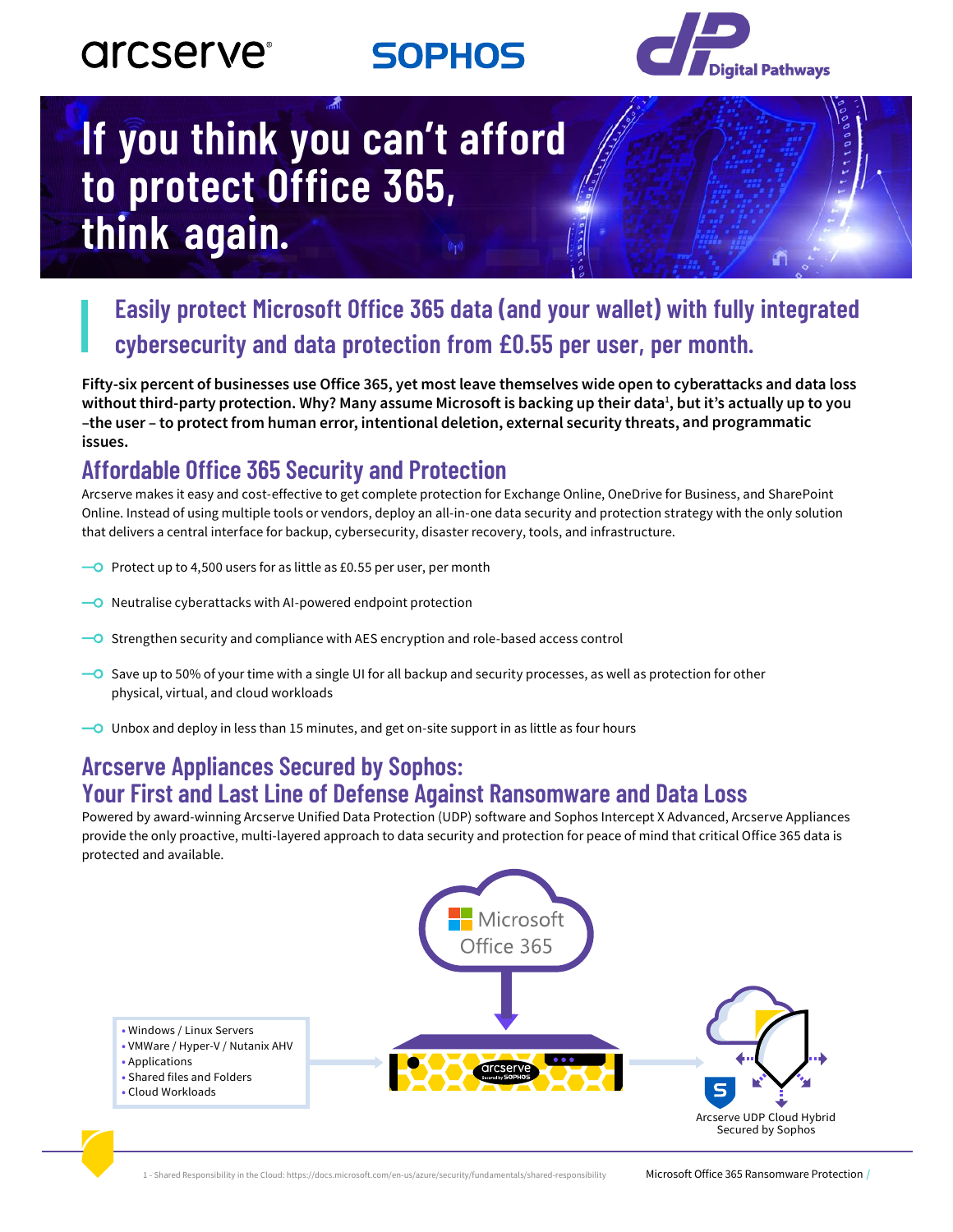# If you think you can't afford to protect Office 365, think again.

## Easily protect Microsoft Office 365 data (and your wallet) with fully integrated cybersecurity and data protection from £0.55 per user, per month.

**Fifty-six percent of businesses use Office 365, yet most leave themselves wide open to cyberattacks and data loss without third-party protection. Why? Many assume Microsoft is backing up their data[1], but it's actually up to you –the user – to protect from human error, intentional deletion, external security threats, and programmatic issues.**

## Affordable Office 365 Security and Protection

Arcserve makes it easy and cost-effective to get complete protection for Exchange Online, OneDrive for Business, and SharePoint Online. Instead of using multiple tools or vendors, deploy an all-in-one data security and protection strategy with the only solution that delivers a central interface for backup, cybersecurity, disaster recovery, tools, and infrastructure.

- Protect up to 4,500 users for as little as £0.55 per user, per month
- Neutralise cyberattacks with AI-powered endpoint protection
- Strengthen security and compliance with AES encryption and role-based access control
- Save up to 50% of your time with a single UI for all backup and security processes, as well as protection for other physical, virtual, and cloud workloads
- Unbox and deploy in less than 15 minutes, and get on-site support in as little as four hours

## Arcserve Appliances Secured by Sophos: Your First and Last Line of Defense Against Ransomware and Data Loss

Powered by award-winning Arcserve Unified Data Protection (UDP) software and Sophos Intercept X Advanced, Arcserve Appliances provide the only proactive, multi-layered approach to data security and protection for peace of mind that critical Office 365 data is protected and available.

Microsoft Office 365

- Windows / Linux Servers
- VMWare / Hyper-V / Nutanix AHV
- Applications
- Shared files and Folders
- Cloud Workloads

Arcserve UDP Cloud Hybrid Secured by Sophos

1 - Shared Responsibility in the Cloud: https://docs.microsoft.com/en-us/azure/security/fundamentals/shared-responsibility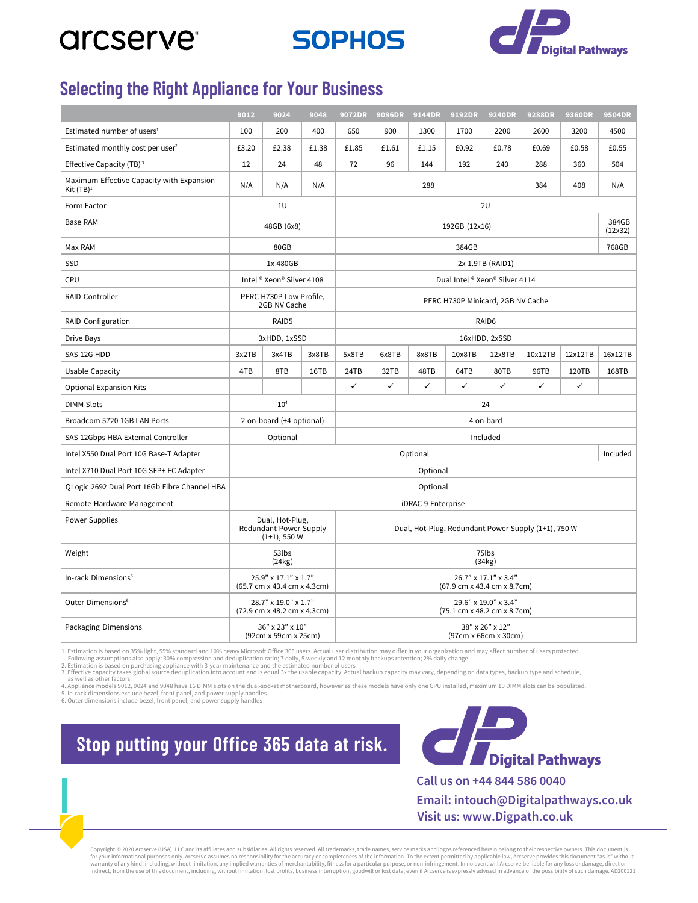arcserve® SOPHOS Digital Pathways

## Selecting the Right Appliance for Your Business

| | 9012 | 9024 | 9048 | 9072DR | 9096DR | 9144DR | 9192DR | 9240DR | 9288DR | 9360DR | 9504DR |
|---|---|---|---|---|---|---|---|---|---|---|---|
| Estimated number of users[1] | 100 | 200 | 400 | 650 | 900 | 1300 | 1700 | 2200 | 2600 | 3200 | 4500 |
| Estimated monthly cost per user[2] | £3.20 | £2.38 | £1.38 | £1.85 | £1.61 | £1.15 | £0.92 | £0.78 | £0.69 | £0.58 | £0.55 |
| Effective Capacity (TB)[3] | 12 | 24 | 48 | 72 | 96 | 144 | 192 | 240 | 288 | 360 | 504 |
| Maximum Effective Capacity with Expansion Kit (TB)[1] | N/A | N/A | N/A | 288 | | | | | 384 | 408 | N/A |
| Form Factor | 1U | | | 2U | | | | | | | |
| Base RAM | 48GB (6x8) | | | 192GB (12x16) | | | | | | | 384GB (12x32) |
| Max RAM | 80GB | | | 384GB | | | | | | | 768GB |
| SSD | 1x 480GB | | | 2x 1.9TB (RAID1) | | | | | | | |
| CPU | Intel ® Xeon® Silver 4108 | | | Dual Intel ® Xeon® Silver 4114 | | | | | | | |
| RAID Controller | PERC H730P Low Profile, 2GB NV Cache | | | PERC H730P Minicard, 2GB NV Cache | | | | | | | |
| RAID Configuration | RAID5 | | | RAID6 | | | | | | | |
| Drive Bays | 3xHDD, 1xSSD | | | 16xHDD, 2xSSD | | | | | | | |
| SAS 12G HDD | 3x2TB | 3x4TB | 3x8TB | 5x8TB | 6x8TB | 8x8TB | 10x8TB | 12x8TB | 10x12TB | 12x12TB | 16x12TB |
| Usable Capacity | 4TB | 8TB | 16TB | 24TB | 32TB | 48TB | 64TB | 80TB | 96TB | 120TB | 168TB |
| Optional Expansion Kits | | | | ✓ | ✓ | ✓ | ✓ | ✓ | ✓ | ✓ | |
| DIMM Slots | 10[4] | | | 24 | | | | | | | |
| Broadcom 5720 1GB LAN Ports | 2 on-board (+4 optional) | | | 4 on-bard | | | | | | | |
| SAS 12Gbps HBA External Controller | Optional | | | Included | | | | | | | |
| Intel X550 Dual Port 10G Base-T Adapter | Optional | | | | | | | | | | Included |
| Intel X710 Dual Port 10G SFP+ FC Adapter | Optional | | | | | | | | | | |
| QLogic 2692 Dual Port 16Gb Fibre Channel HBA | Optional | | | | | | | | | | |
| Remote Hardware Management | iDRAC 9 Enterprise | | | | | | | | | | |
| Power Supplies | Dual, Hot-Plug, Redundant Power Supply (1+1), 550 W | | | Dual, Hot-Plug, Redundant Power Supply (1+1), 750 W | | | | | | | |
| Weight | 53lbs (24kg) | | | 75lbs (34kg) | | | | | | | |
| In-rack Dimensions[5] | 25.9" x 17.1" x 1.7" (65.7 cm x 43.4 cm x 4.3cm) | | | 26.7" x 17.1" x 3.4" (67.9 cm x 43.4 cm x 8.7cm) | | | | | | | |
| Outer Dimensions[6] | 28.7" x 19.0" x 1.7" (72.9 cm x 48.2 cm x 4.3cm) | | | 29.6" x 19.0" x 3.4" (75.1 cm x 48.2 cm x 8.7cm) | | | | | | | |
| Packaging Dimensions | 36" x 23" x 10" (92cm x 59cm x 25cm) | | | 38" x 26" x 12" (97cm x 66cm x 30cm) | | | | | | | |

1. Estimation is based on 35% light, 55% standard and 10% heavy Microsoft Office 365 users. Actual user distribution may differ in your organization and may affect number of users protected. Following assumptions also apply: 30% compression and deduplication ratio; 7 daily, 5 weekly and 12 monthly backups retention; 2% daily change
2. Estimation is based on purchasing appliance with 3-year maintenance and the estimated number of users
3. Effective capacity takes global source deduplication into account and is equal 3x the usable capacity. Actual backup capacity may vary, depending on data types, backup type and schedule, as well as other factors.
4. Appliance models 9012, 9024 and 9048 have 16 DIMM slots on the dual-socket motherboard, however as these models have only one CPU installed, maximum 10 DIMM slots can be populated.
5. In-rack dimensions exclude bezel, front panel, and power supply handles.
6. Outer dimensions include bezel, front panel, and power supply handles

## Stop putting your Office 365 data at risk.

Digital Pathways

**Call us on +44 844 586 0040**

**Email: intouch@Digitalpathways.co.uk**

**Visit us: www.Digpath.co.uk**

Copyright © 2020 Arcserve (USA), LLC and its affiliates and subsidiaries. All rights reserved. All trademarks, trade names, service marks and logos referenced herein belong to their respective owners. This document is for your informational purposes only. Arcserve assumes no responsibility for the accuracy or completeness of the information. To the extent permitted by applicable law, Arcserve provides this document "as is" without warranty of any kind, including, without limitation, any implied warranties of merchantability, fitness for a particular purpose, or non-infringement. In no event will Arcserve be liable for any loss or damage, direct or indirect, from the use of this document, including, without limitation, lost profits, business interruption, goodwill or lost data, even if Arcserve is expressly advised in advance of the possibility of such damage. AD200121